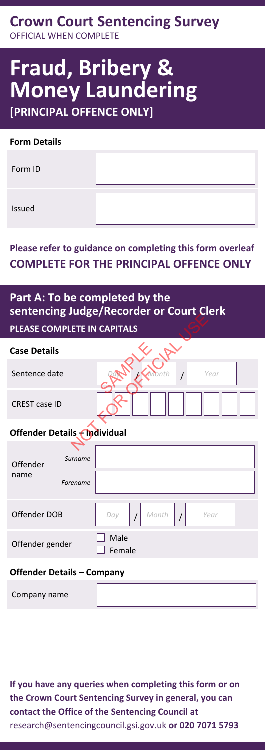# Crown Court Sentencing Survey

OFFICIAL WHEN COMPLETE

# Fraud, Bribery & Money Laundering

**[PRINCIPAL OFFENCE ONLY]**

### Form Details

| Form ID | |
|---|---|
| Issued | |

**Please refer to guidance on completing this form overleaf**

**COMPLETE FOR THE PRINCIPAL OFFENCE ONLY**

## Part A: To be completed by the sentencing Judge/Recorder or Court Clerk

**PLEASE COMPLETE IN CAPITALS**

SAMPLE NOT FOR OFFICIAL USE

### Case Details

| Sentence date | Day / Month / Year |
|---|---|
| CREST case ID | |

### Offender Details – Individual

| Offender name | Surname | |
|---|---|---|
| | Forename | |
| Offender DOB | | Day / Month / Year |
| Offender gender | | ☐ Male ☐ Female |

### Offender Details – Company

| Company name | |
|---|---|

**If you have any queries when completing this form or on the Crown Court Sentencing Survey in general, you can contact the Office of the Sentencing Council at** research@sentencingcouncil.gsi.gov.uk **or 020 7071 5793**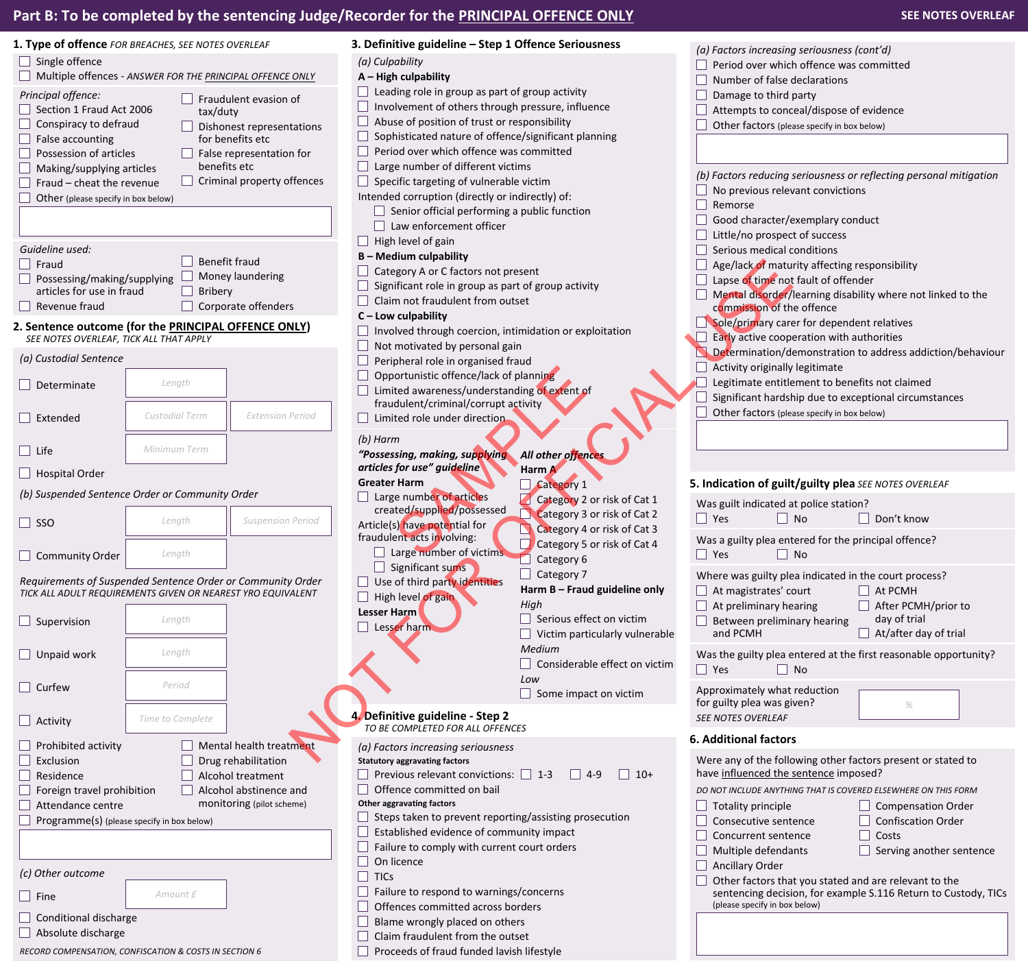## Part B: To be completed by the sentencing Judge/Recorder for the PRINCIPAL OFFENCE ONLY

SEE NOTES OVERLEAF

### 1. Type of offence *FOR BREACHES, SEE NOTES OVERLEAF*

- ☐ Single offence
- ☐ Multiple offences - *ANSWER FOR THE PRINCIPAL OFFENCE ONLY*

*Principal offence:*

- ☐ Section 1 Fraud Act 2006
- ☐ Conspiracy to defraud
- ☐ False accounting
- ☐ Possession of articles
- ☐ Making/supplying articles
- ☐ Fraud – cheat the revenue
- ☐ Other (please specify in box below)
- ☐ Fraudulent evasion of tax/duty
- ☐ Dishonest representations for benefits etc
- ☐ False representation for benefits etc
- ☐ Criminal property offences

*Guideline used:*

- ☐ Fraud
- ☐ Possessing/making/supplying articles for use in fraud
- ☐ Revenue fraud
- ☐ Benefit fraud
- ☐ Money laundering
- ☐ Bribery
- ☐ Corporate offenders

### 2. Sentence outcome (for the PRINCIPAL OFFENCE ONLY)

*SEE NOTES OVERLEAF, TICK ALL THAT APPLY*

*(a) Custodial Sentence*

- ☐ Determinate — Length
- ☐ Extended — Custodial Term / Extension Period
- ☐ Life — Minimum Term
- ☐ Hospital Order

*(b) Suspended Sentence Order or Community Order*

- ☐ SSO — Length / Suspension Period
- ☐ Community Order — Length

*Requirements of Suspended Sentence Order or Community Order*
*TICK ALL ADULT REQUIREMENTS GIVEN OR NEAREST YRO EQUIVALENT*

- ☐ Supervision — Length
- ☐ Unpaid work — Length
- ☐ Curfew — Period
- ☐ Activity — Time to Complete
- ☐ Prohibited activity
- ☐ Exclusion
- ☐ Residence
- ☐ Foreign travel prohibition
- ☐ Attendance centre
- ☐ Programme(s) (please specify in box below)
- ☐ Mental health treatment
- ☐ Drug rehabilitation
- ☐ Alcohol treatment
- ☐ Alcohol abstinence and monitoring (pilot scheme)

*(c) Other outcome*

- ☐ Fine — Amount £
- ☐ Conditional discharge
- ☐ Absolute discharge

*RECORD COMPENSATION, CONFISCATION & COSTS IN SECTION 6*

### 3. Definitive guideline – Step 1 Offence Seriousness

*(a) Culpability*

**A – High culpability**

- ☐ Leading role in group as part of group activity
- ☐ Involvement of others through pressure, influence
- ☐ Abuse of position of trust or responsibility
- ☐ Sophisticated nature of offence/significant planning
- ☐ Period over which offence was committed
- ☐ Large number of different victims
- ☐ Specific targeting of vulnerable victim

Intended corruption (directly or indirectly) of:

- ☐ Senior official performing a public function
- ☐ Law enforcement officer
- ☐ High level of gain

**B – Medium culpability**

- ☐ Category A or C factors not present
- ☐ Significant role in group as part of group activity
- ☐ Claim not fraudulent from outset

**C – Low culpability**

- ☐ Involved through coercion, intimidation or exploitation
- ☐ Not motivated by personal gain
- ☐ Peripheral role in organised fraud
- ☐ Opportunistic offence/lack of planning
- ☐ Limited awareness/understanding of extent of fraudulent/criminal/corrupt activity
- ☐ Limited role under direction

*(b) Harm*

***"Possessing, making, supplying articles for use" guideline***

**Greater Harm**

- ☐ Large number of articles created/supplied/possessed

Article(s) have potential for fraudulent acts involving:

- ☐ Large number of victims
- ☐ Significant sums
- ☐ Use of third party identities
- ☐ High level of gain

**Lesser Harm**

- ☐ Lesser harm

***All other offences***

**Harm A**

- ☐ Category 1
- ☐ Category 2 or risk of Cat 1
- ☐ Category 3 or risk of Cat 2
- ☐ Category 4 or risk of Cat 3
- ☐ Category 5 or risk of Cat 4
- ☐ Category 6
- ☐ Category 7

**Harm B – Fraud guideline only**

*High*

- ☐ Serious effect on victim
- ☐ Victim particularly vulnerable

*Medium*

- ☐ Considerable effect on victim

*Low*

- ☐ Some impact on victim

### 4. Definitive guideline - Step 2

*TO BE COMPLETED FOR ALL OFFENCES*

*(a) Factors increasing seriousness*

**Statutory aggravating factors**

- ☐ Previous relevant convictions: ☐ 1-3 ☐ 4-9 ☐ 10+
- ☐ Offence committed on bail

**Other aggravating factors**

- ☐ Steps taken to prevent reporting/assisting prosecution
- ☐ Established evidence of community impact
- ☐ Failure to comply with current court orders
- ☐ On licence
- ☐ TICs
- ☐ Failure to respond to warnings/concerns
- ☐ Offences committed across borders
- ☐ Blame wrongly placed on others
- ☐ Claim fraudulent from the outset
- ☐ Proceeds of fraud funded lavish lifestyle

*(a) Factors increasing seriousness (cont'd)*

- ☐ Period over which offence was committed
- ☐ Number of false declarations
- ☐ Damage to third party
- ☐ Attempts to conceal/dispose of evidence
- ☐ Other factors (please specify in box below)

*(b) Factors reducing seriousness or reflecting personal mitigation*

- ☐ No previous relevant convictions
- ☐ Remorse
- ☐ Good character/exemplary conduct
- ☐ Little/no prospect of success
- ☐ Serious medical conditions
- ☐ Age/lack of maturity affecting responsibility
- ☐ Lapse of time not fault of offender
- ☐ Mental disorder/learning disability where not linked to the commission of the offence
- ☐ Sole/primary carer for dependent relatives
- ☐ Early active cooperation with authorities
- ☐ Determination/demonstration to address addiction/behaviour
- ☐ Activity originally legitimate
- ☐ Legitimate entitlement to benefits not claimed
- ☐ Significant hardship due to exceptional circumstances
- ☐ Other factors (please specify in box below)

### 5. Indication of guilt/guilty plea *SEE NOTES OVERLEAF*

Was guilt indicated at police station?

☐ Yes ☐ No ☐ Don't know

Was a guilty plea entered for the principal offence?

☐ Yes ☐ No

Where was guilty plea indicated in the court process?

- ☐ At magistrates' court
- ☐ At preliminary hearing
- ☐ Between preliminary hearing and PCMH
- ☐ At PCMH
- ☐ After PCMH/prior to day of trial
- ☐ At/after day of trial

Was the guilty plea entered at the first reasonable opportunity?

☐ Yes ☐ No

Approximately what reduction for guilty plea was given? — %

*SEE NOTES OVERLEAF*

### 6. Additional factors

Were any of the following other factors present or stated to have influenced the sentence imposed?

*DO NOT INCLUDE ANYTHING THAT IS COVERED ELSEWHERE ON THIS FORM*

- ☐ Totality principle
- ☐ Consecutive sentence
- ☐ Concurrent sentence
- ☐ Multiple defendants
- ☐ Ancillary Order
- ☐ Compensation Order
- ☐ Confiscation Order
- ☐ Costs
- ☐ Serving another sentence
- ☐ Other factors that you stated and are relevant to the sentencing decision, for example S.116 Return to Custody, TICs (please specify in box below)

SAMPLE
NOT FOR OFFICIAL USE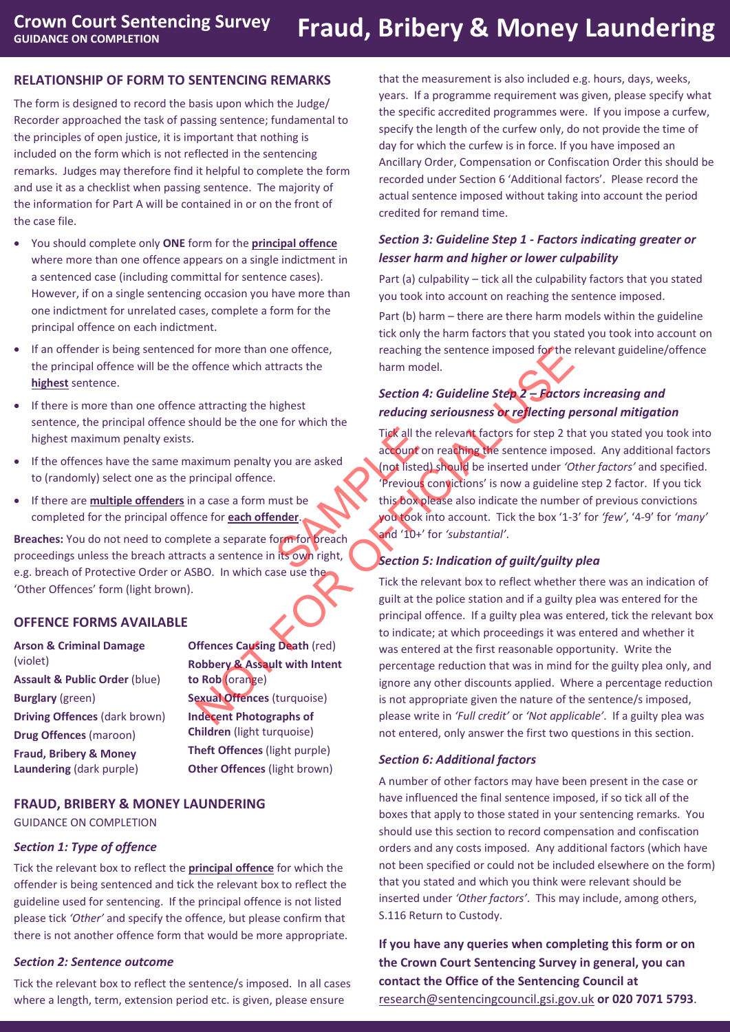# Crown Court Sentencing Survey
GUIDANCE ON COMPLETION

# Fraud, Bribery & Money Laundering

## RELATIONSHIP OF FORM TO SENTENCING REMARKS

The form is designed to record the basis upon which the Judge/ Recorder approached the task of passing sentence; fundamental to the principles of open justice, it is important that nothing is included on the form which is not reflected in the sentencing remarks. Judges may therefore find it helpful to complete the form and use it as a checklist when passing sentence. The majority of the information for Part A will be contained in or on the front of the case file.

- You should complete only **ONE** form for the **principal offence** where more than one offence appears on a single indictment in a sentenced case (including committal for sentence cases). However, if on a single sentencing occasion you have more than one indictment for unrelated cases, complete a form for the principal offence on each indictment.
- If an offender is being sentenced for more than one offence, the principal offence will be the offence which attracts the **highest** sentence.
- If there is more than one offence attracting the highest sentence, the principal offence should be the one for which the highest maximum penalty exists.
- If the offences have the same maximum penalty you are asked to (randomly) select one as the principal offence.
- If there are **multiple offenders** in a case a form must be completed for the principal offence for **each offender**.

**Breaches:** You do not need to complete a separate form for breach proceedings unless the breach attracts a sentence in its own right, e.g. breach of Protective Order or ASBO. In which case use the 'Other Offences' form (light brown).

## OFFENCE FORMS AVAILABLE

- **Arson & Criminal Damage** (violet)
- **Assault & Public Order** (blue)
- **Burglary** (green)
- **Driving Offences** (dark brown)
- **Drug Offences** (maroon)
- **Fraud, Bribery & Money Laundering** (dark purple)
- **Offences Causing Death** (red)
- **Robbery & Assault with Intent to Rob** (orange)
- **Sexual Offences** (turquoise)
- **Indecent Photographs of Children** (light turquoise)
- **Theft Offences** (light purple)
- **Other Offences** (light brown)

## FRAUD, BRIBERY & MONEY LAUNDERING

GUIDANCE ON COMPLETION

### *Section 1: Type of offence*

Tick the relevant box to reflect the **principal offence** for which the offender is being sentenced and tick the relevant box to reflect the guideline used for sentencing. If the principal offence is not listed please tick *'Other'* and specify the offence, but please confirm that there is not another offence form that would be more appropriate.

### *Section 2: Sentence outcome*

Tick the relevant box to reflect the sentence/s imposed. In all cases where a length, term, extension period etc. is given, please ensure that the measurement is also included e.g. hours, days, weeks, years. If a programme requirement was given, please specify what the specific accredited programmes were. If you impose a curfew, specify the length of the curfew only, do not provide the time of day for which the curfew is in force. If you have imposed an Ancillary Order, Compensation or Confiscation Order this should be recorded under Section 6 'Additional factors'. Please record the actual sentence imposed without taking into account the period credited for remand time.

### *Section 3: Guideline Step 1 - Factors indicating greater or lesser harm and higher or lower culpability*

Part (a) culpability – tick all the culpability factors that you stated you took into account on reaching the sentence imposed.

Part (b) harm – there are there harm models within the guideline tick only the harm factors that you stated you took into account on reaching the sentence imposed for the relevant guideline/offence harm model.

### *Section 4: Guideline Step 2 – Factors increasing and reducing seriousness or reflecting personal mitigation*

Tick all the relevant factors for step 2 that you stated you took into account on reaching the sentence imposed. Any additional factors (not listed) should be inserted under *'Other factors'* and specified. 'Previous convictions' is now a guideline step 2 factor. If you tick this box please also indicate the number of previous convictions you took into account. Tick the box '1-3' for *'few'*, '4-9' for *'many'* and '10+' for *'substantial'*.

### *Section 5: Indication of guilt/guilty plea*

Tick the relevant box to reflect whether there was an indication of guilt at the police station and if a guilty plea was entered for the principal offence. If a guilty plea was entered, tick the relevant box to indicate; at which proceedings it was entered and whether it was entered at the first reasonable opportunity. Write the percentage reduction that was in mind for the guilty plea only, and ignore any other discounts applied. Where a percentage reduction is not appropriate given the nature of the sentence/s imposed, please write in *'Full credit'* or *'Not applicable'*. If a guilty plea was not entered, only answer the first two questions in this section.

### *Section 6: Additional factors*

A number of other factors may have been present in the case or have influenced the final sentence imposed, if so tick all of the boxes that apply to those stated in your sentencing remarks. You should use this section to record compensation and confiscation orders and any costs imposed. Any additional factors (which have not been specified or could not be included elsewhere on the form) that you stated and which you think were relevant should be inserted under *'Other factors'*. This may include, among others, S.116 Return to Custody.

**If you have any queries when completing this form or on the Crown Court Sentencing Survey in general, you can contact the Office of the Sentencing Council at** research@sentencingcouncil.gsi.gov.uk **or 020 7071 5793**.